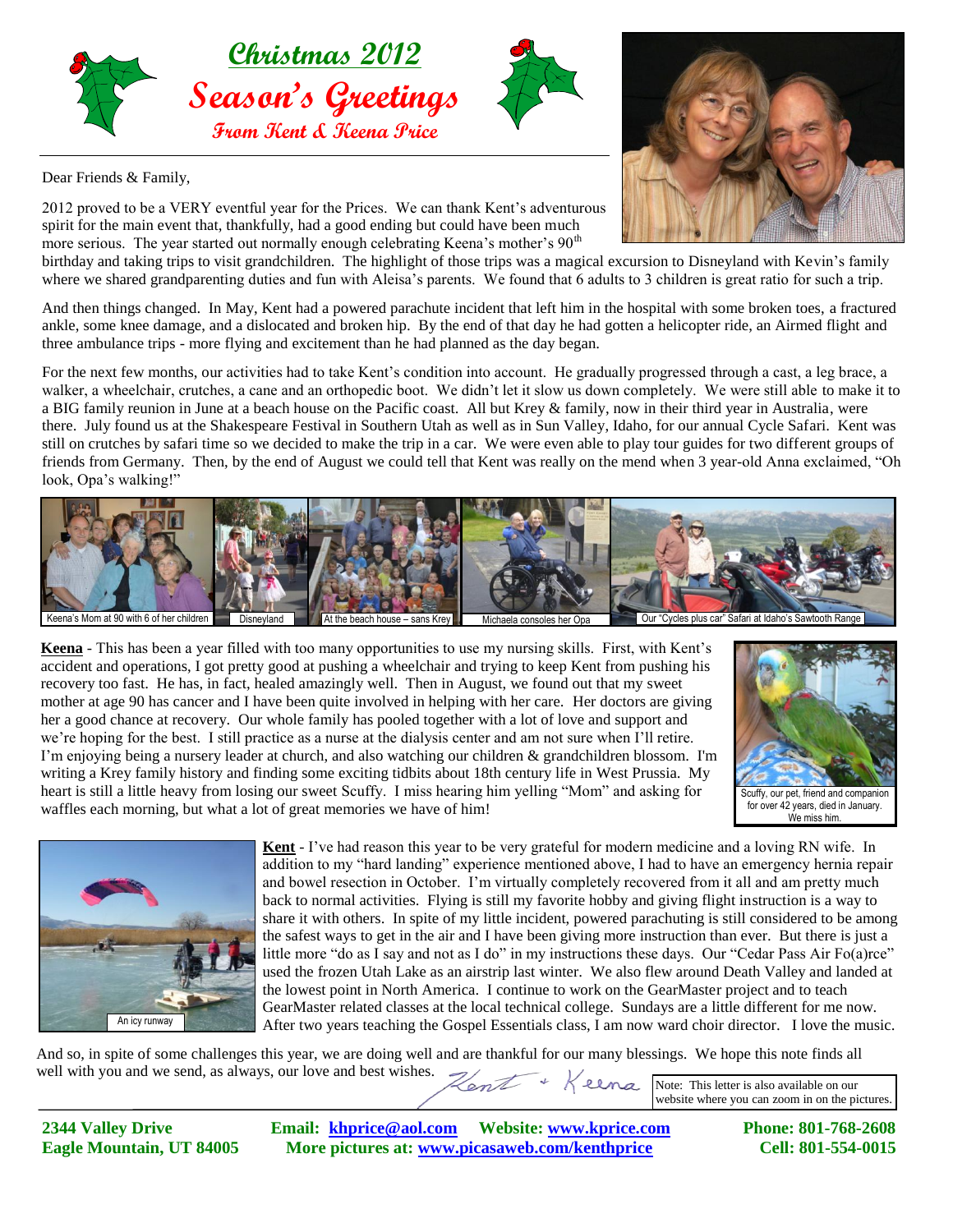# Christmas 2012

## Season's Greetings

### From Kent & Keena Price

Dear Friends & Family,

2012 proved to be a VERY eventful year for the Prices. We can thank Kent's adventurous spirit for the main event that, thankfully, had a good ending but could have been much more serious. The year started out normally enough celebrating Keena's mother's 90th birthday and taking trips to visit grandchildren. The highlight of those trips was a magical excursion to Disneyland with Kevin's family where we shared grandparenting duties and fun with Aleisa's parents. We found that 6 adults to 3 children is great ratio for such a trip.

And then things changed. In May, Kent had a powered parachute incident that left him in the hospital with some broken toes, a fractured ankle, some knee damage, and a dislocated and broken hip. By the end of that day he had gotten a helicopter ride, an Airmed flight and three ambulance trips - more flying and excitement than he had planned as the day began.

For the next few months, our activities had to take Kent's condition into account. He gradually progressed through a cast, a leg brace, a walker, a wheelchair, crutches, a cane and an orthopedic boot. We didn't let it slow us down completely. We were still able to make it to a BIG family reunion in June at a beach house on the Pacific coast. All but Krey & family, now in their third year in Australia, were there. July found us at the Shakespeare Festival in Southern Utah as well as in Sun Valley, Idaho, for our annual Cycle Safari. Kent was still on crutches by safari time so we decided to make the trip in a car. We were even able to play tour guides for two different groups of friends from Germany. Then, by the end of August we could tell that Kent was really on the mend when 3 year-old Anna exclaimed, "Oh look, Opa's walking!"

Keena's Mom at 90 with 6 of her children | Disneyland | At the beach house – sans Krey | Michaela consoles her Opa | Our "Cycles plus car" Safari at Idaho's Sawtooth Range

**Keena** - This has been a year filled with too many opportunities to use my nursing skills. First, with Kent's accident and operations, I got pretty good at pushing a wheelchair and trying to keep Kent from pushing his recovery too fast. He has, in fact, healed amazingly well. Then in August, we found out that my sweet mother at age 90 has cancer and I have been quite involved in helping with her care. Her doctors are giving her a good chance at recovery. Our whole family has pooled together with a lot of love and support and we're hoping for the best. I still practice as a nurse at the dialysis center and am not sure when I'll retire. I'm enjoying being a nursery leader at church, and also watching our children & grandchildren blossom. I'm writing a Krey family history and finding some exciting tidbits about 18th century life in West Prussia. My heart is still a little heavy from losing our sweet Scuffy. I miss hearing him yelling "Mom" and asking for waffles each morning, but what a lot of great memories we have of him!

Scuffy, our pet, friend and companion for over 42 years, died in January. We miss him.

An icy runway

**Kent** - I've had reason this year to be very grateful for modern medicine and a loving RN wife. In addition to my "hard landing" experience mentioned above, I had to have an emergency hernia repair and bowel resection in October. I'm virtually completely recovered from it all and am pretty much back to normal activities. Flying is still my favorite hobby and giving flight instruction is a way to share it with others. In spite of my little incident, powered parachuting is still considered to be among the safest ways to get in the air and I have been giving more instruction than ever. But there is just a little more "do as I say and not as I do" in my instructions these days. Our "Cedar Pass Air Fo(a)rce" used the frozen Utah Lake as an airstrip last winter. We also flew around Death Valley and landed at the lowest point in North America. I continue to work on the GearMaster project and to teach GearMaster related classes at the local technical college. Sundays are a little different for me now. After two years teaching the Gospel Essentials class, I am now ward choir director. I love the music.

And so, in spite of some challenges this year, we are doing well and are thankful for our many blessings. We hope this note finds all well with you and we send, as always, our love and best wishes.

Kent + Keena

Note: This letter is also available on our website where you can zoom in on the pictures.

**2344 Valley Drive**
**Eagle Mountain, UT 84005**

**Email: khprice@aol.com Website: www.kprice.com**
**More pictures at: www.picasaweb.com/kenthprice**

**Phone: 801-768-2608**
**Cell: 801-554-0015**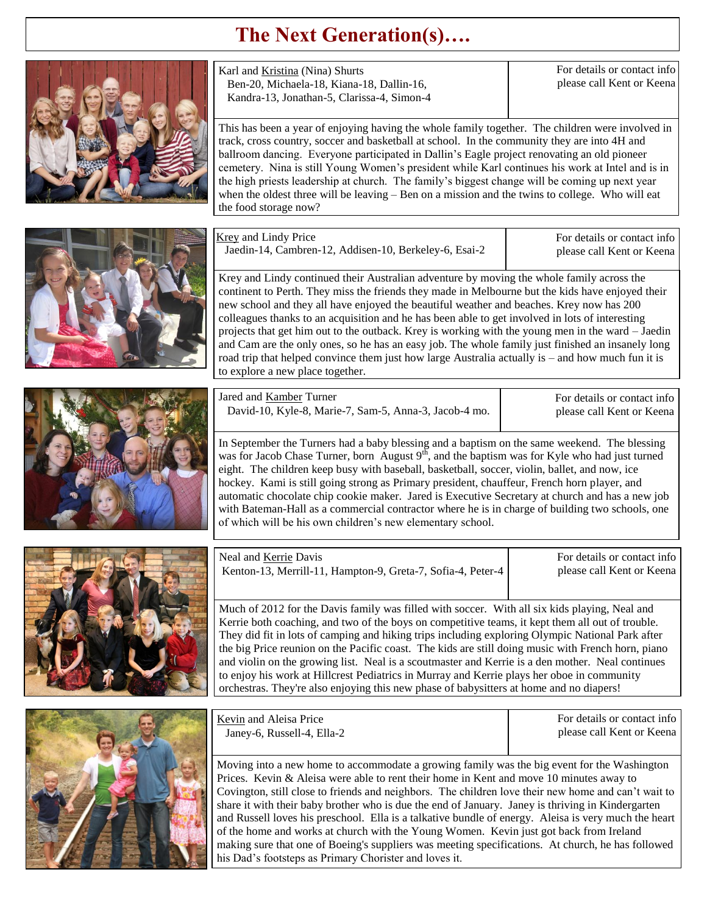# The Next Generation(s)….

Karl and Kristina (Nina) Shurts
Ben-20, Michaela-18, Kiana-18, Dallin-16, Kandra-13, Jonathan-5, Clarissa-4, Simon-4

For details or contact info please call Kent or Keena

This has been a year of enjoying having the whole family together. The children were involved in track, cross country, soccer and basketball at school. In the community they are into 4H and ballroom dancing. Everyone participated in Dallin's Eagle project renovating an old pioneer cemetery. Nina is still Young Women's president while Karl continues his work at Intel and is in the high priests leadership at church. The family's biggest change will be coming up next year when the oldest three will be leaving – Ben on a mission and the twins to college. Who will eat the food storage now?

Krey and Lindy Price
Jaedin-14, Cambren-12, Addisen-10, Berkeley-6, Esai-2

For details or contact info please call Kent or Keena

Krey and Lindy continued their Australian adventure by moving the whole family across the continent to Perth. They miss the friends they made in Melbourne but the kids have enjoyed their new school and they all have enjoyed the beautiful weather and beaches. Krey now has 200 colleagues thanks to an acquisition and he has been able to get involved in lots of interesting projects that get him out to the outback. Krey is working with the young men in the ward – Jaedin and Cam are the only ones, so he has an easy job. The whole family just finished an insanely long road trip that helped convince them just how large Australia actually is – and how much fun it is to explore a new place together.

Jared and Kamber Turner
David-10, Kyle-8, Marie-7, Sam-5, Anna-3, Jacob-4 mo.

For details or contact info please call Kent or Keena

In September the Turners had a baby blessing and a baptism on the same weekend. The blessing was for Jacob Chase Turner, born August 9th, and the baptism was for Kyle who had just turned eight. The children keep busy with baseball, basketball, soccer, violin, ballet, and now, ice hockey. Kami is still going strong as Primary president, chauffeur, French horn player, and automatic chocolate chip cookie maker. Jared is Executive Secretary at church and has a new job with Bateman-Hall as a commercial contractor where he is in charge of building two schools, one of which will be his own children's new elementary school.

Neal and Kerrie Davis
Kenton-13, Merrill-11, Hampton-9, Greta-7, Sofia-4, Peter-4

For details or contact info please call Kent or Keena

Much of 2012 for the Davis family was filled with soccer. With all six kids playing, Neal and Kerrie both coaching, and two of the boys on competitive teams, it kept them all out of trouble. They did fit in lots of camping and hiking trips including exploring Olympic National Park after the big Price reunion on the Pacific coast. The kids are still doing music with French horn, piano and violin on the growing list. Neal is a scoutmaster and Kerrie is a den mother. Neal continues to enjoy his work at Hillcrest Pediatrics in Murray and Kerrie plays her oboe in community orchestras. They're also enjoying this new phase of babysitters at home and no diapers!

Kevin and Aleisa Price
Janey-6, Russell-4, Ella-2

For details or contact info please call Kent or Keena

Moving into a new home to accommodate a growing family was the big event for the Washington Prices. Kevin & Aleisa were able to rent their home in Kent and move 10 minutes away to Covington, still close to friends and neighbors. The children love their new home and can't wait to share it with their baby brother who is due the end of January. Janey is thriving in Kindergarten and Russell loves his preschool. Ella is a talkative bundle of energy. Aleisa is very much the heart of the home and works at church with the Young Women. Kevin just got back from Ireland making sure that one of Boeing's suppliers was meeting specifications. At church, he has followed his Dad's footsteps as Primary Chorister and loves it.